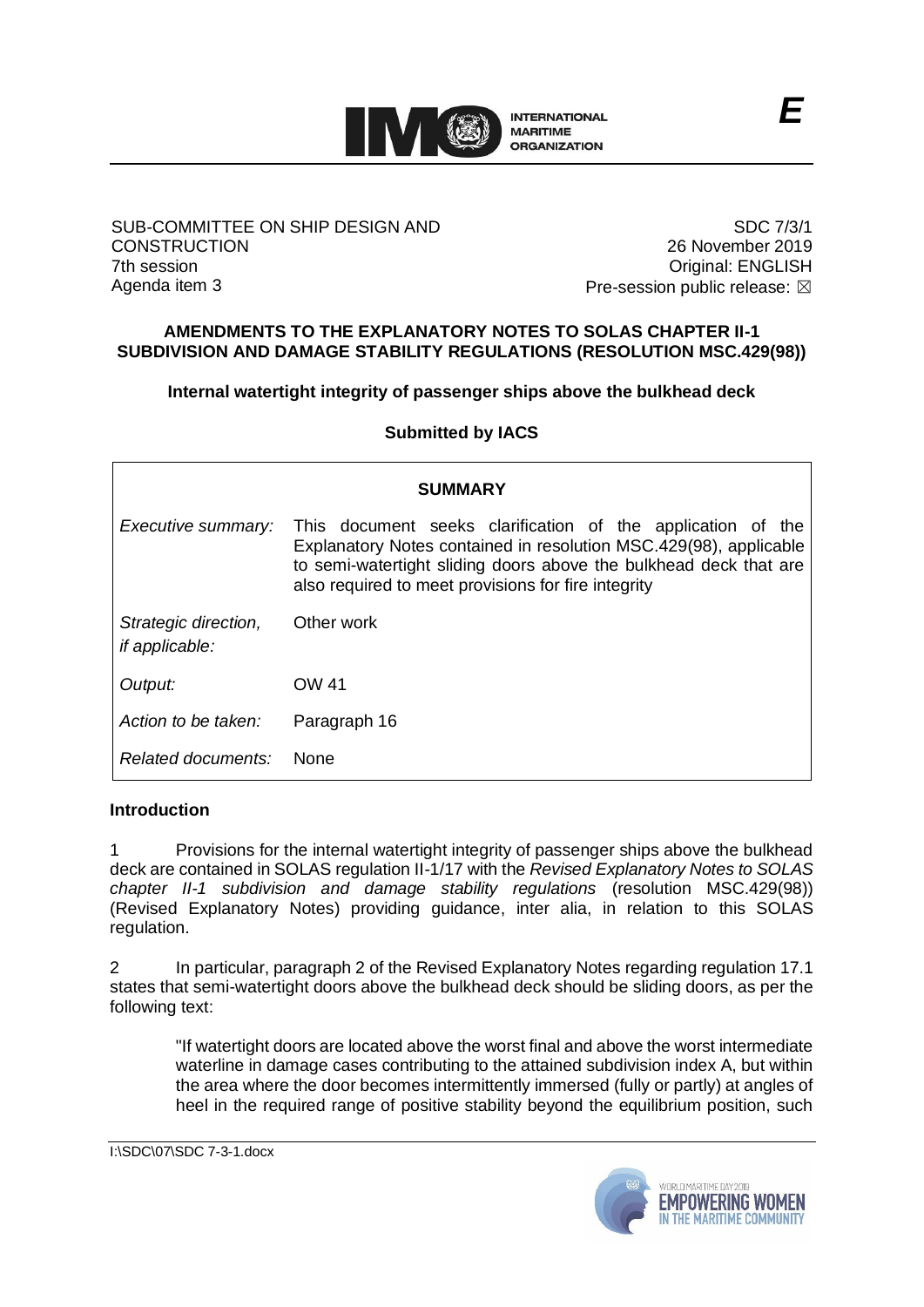**INTERNATIONAL MARITIME ORGANIZATION**

*E*

SUB-COMMITTEE ON SHIP DESIGN AND CONSTRUCTION
7th session
Agenda item 3

SDC 7/3/1
26 November 2019
Original: ENGLISH
Pre-session public release: ☒

**AMENDMENTS TO THE EXPLANATORY NOTES TO SOLAS CHAPTER II-1 SUBDIVISION AND DAMAGE STABILITY REGULATIONS (RESOLUTION MSC.429(98))**

**Internal watertight integrity of passenger ships above the bulkhead deck**

**Submitted by IACS**

| **SUMMARY** | |
|---|---|
| *Executive summary:* | This document seeks clarification of the application of the Explanatory Notes contained in resolution MSC.429(98), applicable to semi-watertight sliding doors above the bulkhead deck that are also required to meet provisions for fire integrity |
| *Strategic direction, if applicable:* | Other work |
| *Output:* | OW 41 |
| *Action to be taken:* | Paragraph 16 |
| *Related documents:* | None |

**Introduction**

1 Provisions for the internal watertight integrity of passenger ships above the bulkhead deck are contained in SOLAS regulation II-1/17 with the *Revised Explanatory Notes to SOLAS chapter II-1 subdivision and damage stability regulations* (resolution MSC.429(98)) (Revised Explanatory Notes) providing guidance, inter alia, in relation to this SOLAS regulation.

2 In particular, paragraph 2 of the Revised Explanatory Notes regarding regulation 17.1 states that semi-watertight doors above the bulkhead deck should be sliding doors, as per the following text:

> "If watertight doors are located above the worst final and above the worst intermediate waterline in damage cases contributing to the attained subdivision index A, but within the area where the door becomes intermittently immersed (fully or partly) at angles of heel in the required range of positive stability beyond the equilibrium position, such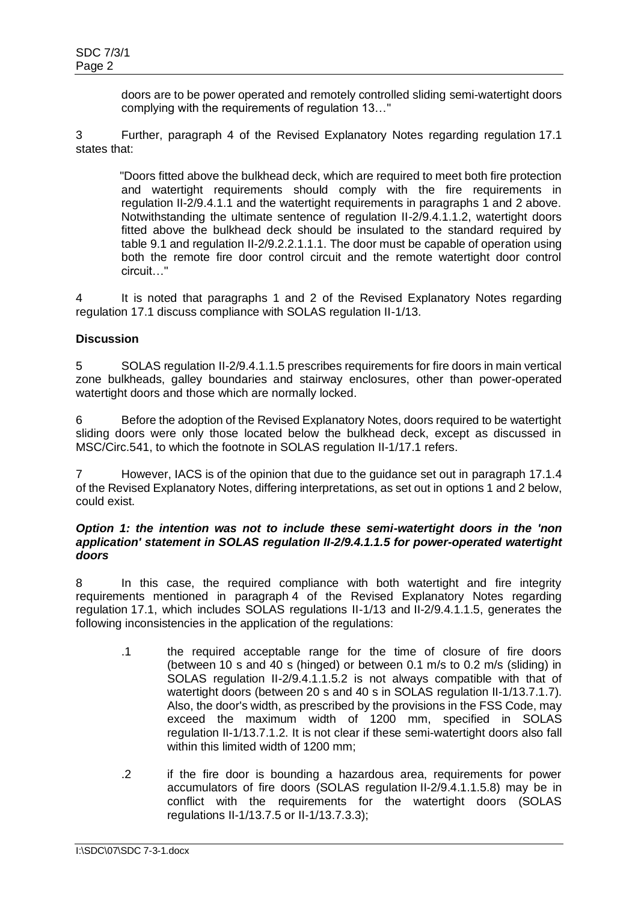doors are to be power operated and remotely controlled sliding semi-watertight doors complying with the requirements of regulation 13…"

3 Further, paragraph 4 of the Revised Explanatory Notes regarding regulation 17.1 states that:

> "Doors fitted above the bulkhead deck, which are required to meet both fire protection and watertight requirements should comply with the fire requirements in regulation II-2/9.4.1.1 and the watertight requirements in paragraphs 1 and 2 above. Notwithstanding the ultimate sentence of regulation II-2/9.4.1.1.2, watertight doors fitted above the bulkhead deck should be insulated to the standard required by table 9.1 and regulation II-2/9.2.2.1.1.1. The door must be capable of operation using both the remote fire door control circuit and the remote watertight door control circuit…"

4 It is noted that paragraphs 1 and 2 of the Revised Explanatory Notes regarding regulation 17.1 discuss compliance with SOLAS regulation II-1/13.

**Discussion**

5 SOLAS regulation II-2/9.4.1.1.5 prescribes requirements for fire doors in main vertical zone bulkheads, galley boundaries and stairway enclosures, other than power-operated watertight doors and those which are normally locked.

6 Before the adoption of the Revised Explanatory Notes, doors required to be watertight sliding doors were only those located below the bulkhead deck, except as discussed in MSC/Circ.541, to which the footnote in SOLAS regulation II-1/17.1 refers.

7 However, IACS is of the opinion that due to the guidance set out in paragraph 17.1.4 of the Revised Explanatory Notes, differing interpretations, as set out in options 1 and 2 below, could exist.

***Option 1: the intention was not to include these semi-watertight doors in the 'non application' statement in SOLAS regulation II-2/9.4.1.1.5 for power-operated watertight doors***

8 In this case, the required compliance with both watertight and fire integrity requirements mentioned in paragraph 4 of the Revised Explanatory Notes regarding regulation 17.1, which includes SOLAS regulations II-1/13 and II-2/9.4.1.1.5, generates the following inconsistencies in the application of the regulations:

- .1 the required acceptable range for the time of closure of fire doors (between 10 s and 40 s (hinged) or between 0.1 m/s to 0.2 m/s (sliding) in SOLAS regulation II-2/9.4.1.1.5.2 is not always compatible with that of watertight doors (between 20 s and 40 s in SOLAS regulation II-1/13.7.1.7). Also, the door's width, as prescribed by the provisions in the FSS Code, may exceed the maximum width of 1200 mm, specified in SOLAS regulation II-1/13.7.1.2. It is not clear if these semi-watertight doors also fall within this limited width of 1200 mm;

- .2 if the fire door is bounding a hazardous area, requirements for power accumulators of fire doors (SOLAS regulation II-2/9.4.1.1.5.8) may be in conflict with the requirements for the watertight doors (SOLAS regulations II-1/13.7.5 or II-1/13.7.3.3);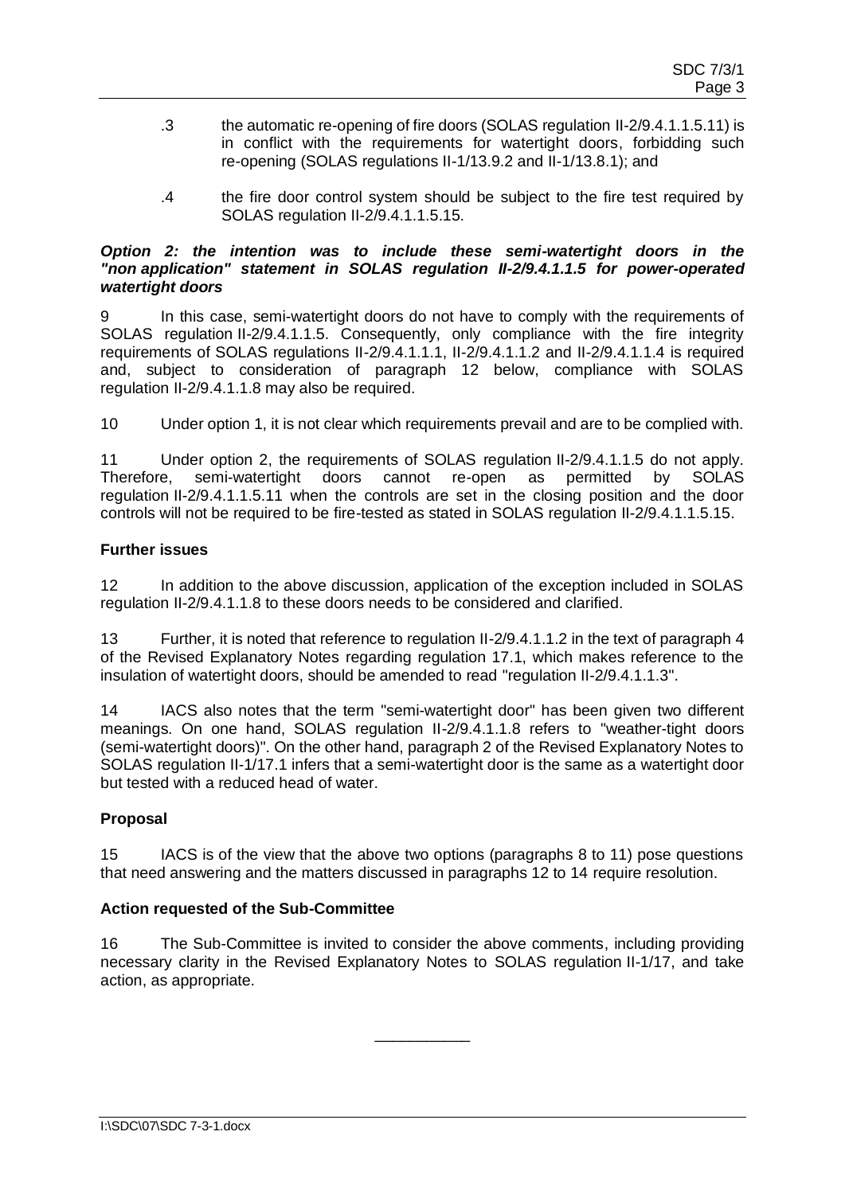.3 the automatic re-opening of fire doors (SOLAS regulation II-2/9.4.1.1.5.11) is in conflict with the requirements for watertight doors, forbidding such re-opening (SOLAS regulations II-1/13.9.2 and II-1/13.8.1); and

.4 the fire door control system should be subject to the fire test required by SOLAS regulation II-2/9.4.1.1.5.15.

***Option 2: the intention was to include these semi-watertight doors in the "non application" statement in SOLAS regulation II-2/9.4.1.1.5 for power-operated watertight doors***

9 In this case, semi-watertight doors do not have to comply with the requirements of SOLAS regulation II-2/9.4.1.1.5. Consequently, only compliance with the fire integrity requirements of SOLAS regulations II-2/9.4.1.1.1, II-2/9.4.1.1.2 and II-2/9.4.1.1.4 is required and, subject to consideration of paragraph 12 below, compliance with SOLAS regulation II-2/9.4.1.1.8 may also be required.

10 Under option 1, it is not clear which requirements prevail and are to be complied with.

11 Under option 2, the requirements of SOLAS regulation II-2/9.4.1.1.5 do not apply. Therefore, semi-watertight doors cannot re-open as permitted by SOLAS regulation II-2/9.4.1.1.5.11 when the controls are set in the closing position and the door controls will not be required to be fire-tested as stated in SOLAS regulation II-2/9.4.1.1.5.15.

**Further issues**

12 In addition to the above discussion, application of the exception included in SOLAS regulation II-2/9.4.1.1.8 to these doors needs to be considered and clarified.

13 Further, it is noted that reference to regulation II-2/9.4.1.1.2 in the text of paragraph 4 of the Revised Explanatory Notes regarding regulation 17.1, which makes reference to the insulation of watertight doors, should be amended to read "regulation II-2/9.4.1.1.3".

14 IACS also notes that the term "semi-watertight door" has been given two different meanings. On one hand, SOLAS regulation II-2/9.4.1.1.8 refers to "weather-tight doors (semi-watertight doors)". On the other hand, paragraph 2 of the Revised Explanatory Notes to SOLAS regulation II-1/17.1 infers that a semi-watertight door is the same as a watertight door but tested with a reduced head of water.

**Proposal**

15 IACS is of the view that the above two options (paragraphs 8 to 11) pose questions that need answering and the matters discussed in paragraphs 12 to 14 require resolution.

**Action requested of the Sub-Committee**

16 The Sub-Committee is invited to consider the above comments, including providing necessary clarity in the Revised Explanatory Notes to SOLAS regulation II-1/17, and take action, as appropriate.

___________